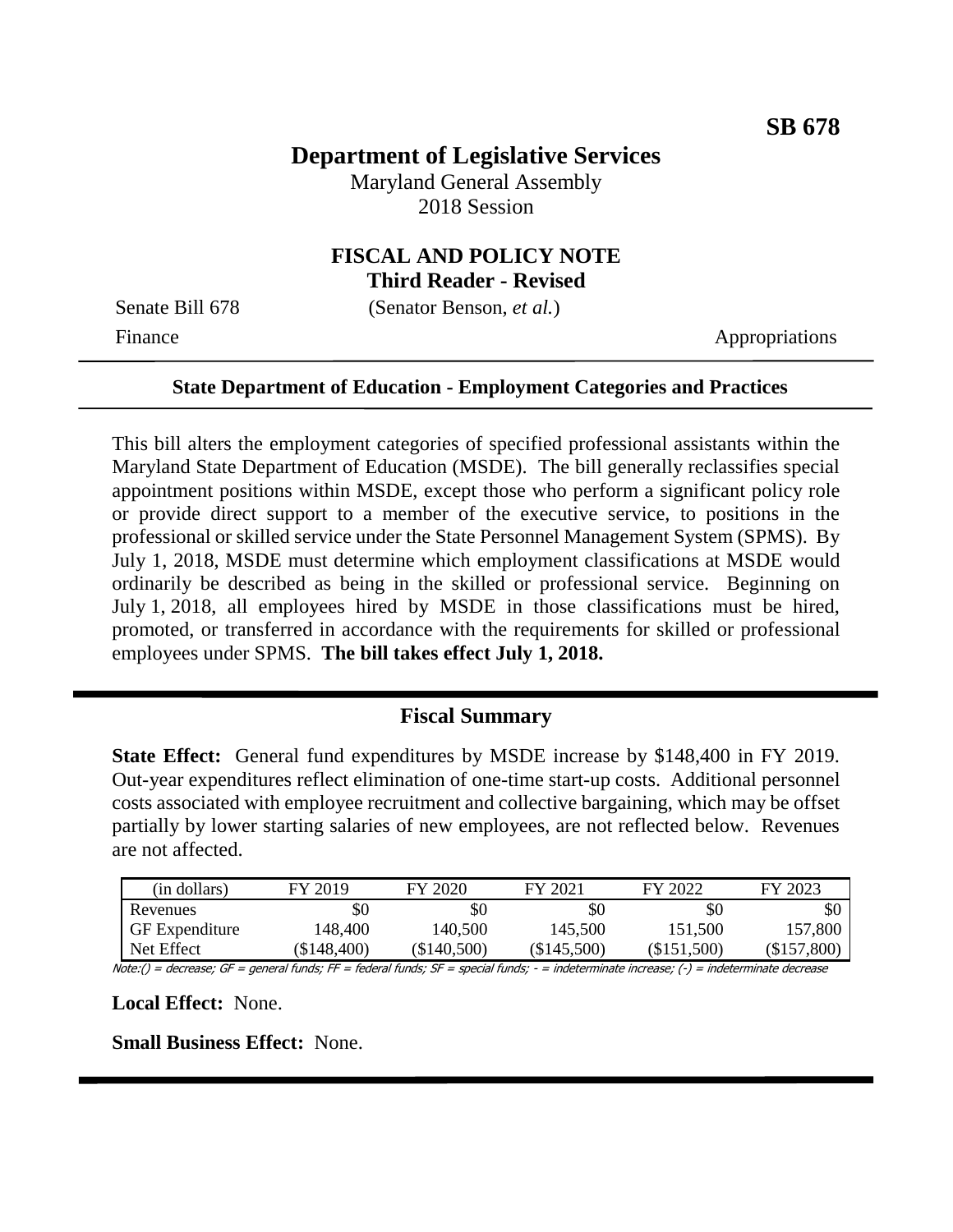**SB 678**

# Department of Legislative Services

Maryland General Assembly
2018 Session

## FISCAL AND POLICY NOTE
**Third Reader - Revised**

Senate Bill 678 (Senator Benson, *et al.*)

Finance Appropriations

**State Department of Education - Employment Categories and Practices**

This bill alters the employment categories of specified professional assistants within the Maryland State Department of Education (MSDE). The bill generally reclassifies special appointment positions within MSDE, except those who perform a significant policy role or provide direct support to a member of the executive service, to positions in the professional or skilled service under the State Personnel Management System (SPMS). By July 1, 2018, MSDE must determine which employment classifications at MSDE would ordinarily be described as being in the skilled or professional service. Beginning on July 1, 2018, all employees hired by MSDE in those classifications must be hired, promoted, or transferred in accordance with the requirements for skilled or professional employees under SPMS. **The bill takes effect July 1, 2018.**

## Fiscal Summary

**State Effect:** General fund expenditures by MSDE increase by $148,400 in FY 2019. Out-year expenditures reflect elimination of one-time start-up costs. Additional personnel costs associated with employee recruitment and collective bargaining, which may be offset partially by lower starting salaries of new employees, are not reflected below. Revenues are not affected.

| (in dollars) | FY 2019 | FY 2020 | FY 2021 | FY 2022 | FY 2023 |
|---|---|---|---|---|---|
| Revenues | $0 | $0 | $0 | $0 | $0 |
| GF Expenditure | 148,400 | 140,500 | 145,500 | 151,500 | 157,800 |
| Net Effect | ($148,400) | ($140,500) | ($145,500) | ($151,500) | ($157,800) |

Note:() = decrease; GF = general funds; FF = federal funds; SF = special funds; - = indeterminate increase; (-) = indeterminate decrease

**Local Effect:** None.

**Small Business Effect:** None.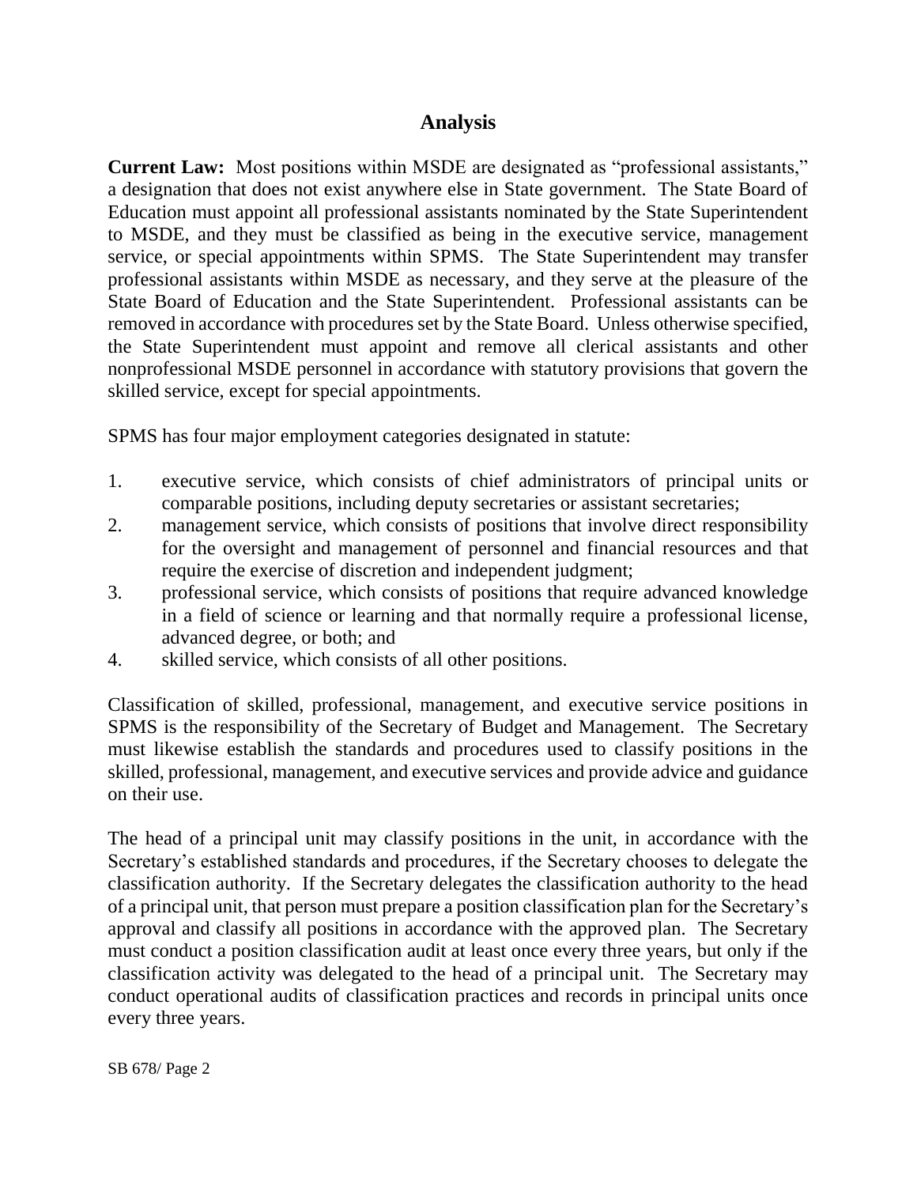## Analysis

**Current Law:** Most positions within MSDE are designated as "professional assistants," a designation that does not exist anywhere else in State government. The State Board of Education must appoint all professional assistants nominated by the State Superintendent to MSDE, and they must be classified as being in the executive service, management service, or special appointments within SPMS. The State Superintendent may transfer professional assistants within MSDE as necessary, and they serve at the pleasure of the State Board of Education and the State Superintendent. Professional assistants can be removed in accordance with procedures set by the State Board. Unless otherwise specified, the State Superintendent must appoint and remove all clerical assistants and other nonprofessional MSDE personnel in accordance with statutory provisions that govern the skilled service, except for special appointments.

SPMS has four major employment categories designated in statute:

1. executive service, which consists of chief administrators of principal units or comparable positions, including deputy secretaries or assistant secretaries;
2. management service, which consists of positions that involve direct responsibility for the oversight and management of personnel and financial resources and that require the exercise of discretion and independent judgment;
3. professional service, which consists of positions that require advanced knowledge in a field of science or learning and that normally require a professional license, advanced degree, or both; and
4. skilled service, which consists of all other positions.

Classification of skilled, professional, management, and executive service positions in SPMS is the responsibility of the Secretary of Budget and Management. The Secretary must likewise establish the standards and procedures used to classify positions in the skilled, professional, management, and executive services and provide advice and guidance on their use.

The head of a principal unit may classify positions in the unit, in accordance with the Secretary's established standards and procedures, if the Secretary chooses to delegate the classification authority. If the Secretary delegates the classification authority to the head of a principal unit, that person must prepare a position classification plan for the Secretary's approval and classify all positions in accordance with the approved plan. The Secretary must conduct a position classification audit at least once every three years, but only if the classification activity was delegated to the head of a principal unit. The Secretary may conduct operational audits of classification practices and records in principal units once every three years.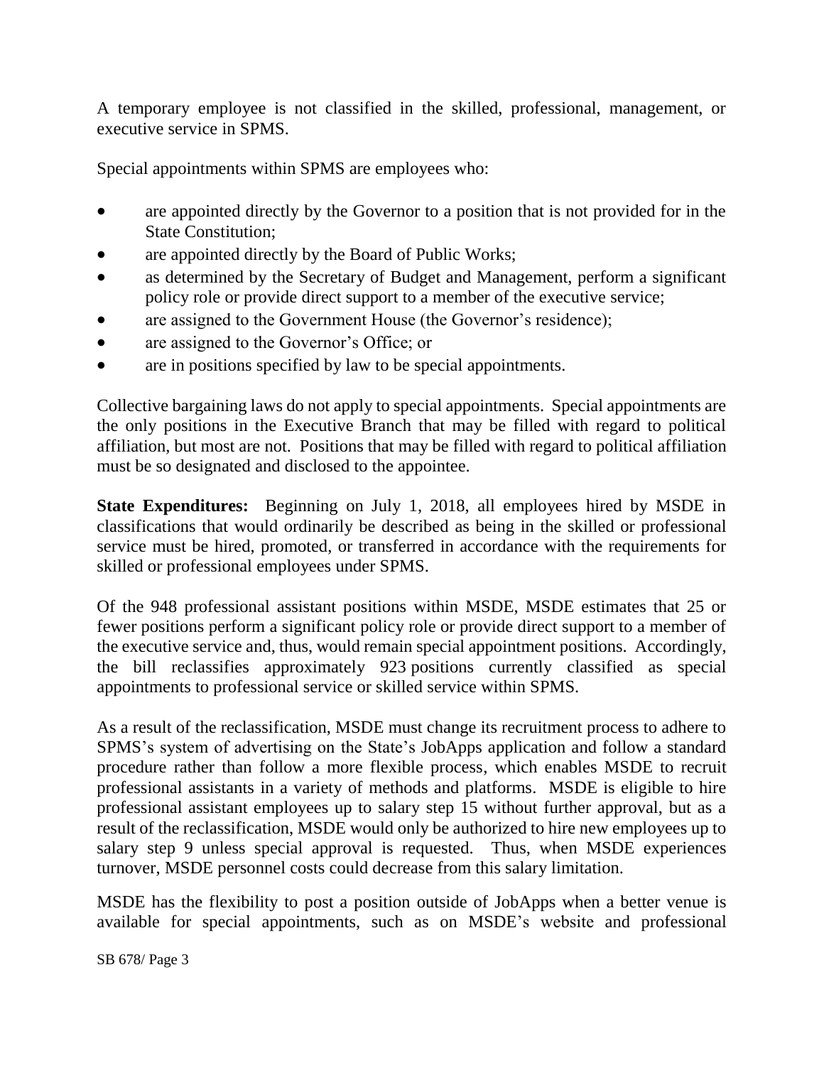A temporary employee is not classified in the skilled, professional, management, or executive service in SPMS.

Special appointments within SPMS are employees who:

- are appointed directly by the Governor to a position that is not provided for in the State Constitution;
- are appointed directly by the Board of Public Works;
- as determined by the Secretary of Budget and Management, perform a significant policy role or provide direct support to a member of the executive service;
- are assigned to the Government House (the Governor's residence);
- are assigned to the Governor's Office; or
- are in positions specified by law to be special appointments.

Collective bargaining laws do not apply to special appointments. Special appointments are the only positions in the Executive Branch that may be filled with regard to political affiliation, but most are not. Positions that may be filled with regard to political affiliation must be so designated and disclosed to the appointee.

**State Expenditures:** Beginning on July 1, 2018, all employees hired by MSDE in classifications that would ordinarily be described as being in the skilled or professional service must be hired, promoted, or transferred in accordance with the requirements for skilled or professional employees under SPMS.

Of the 948 professional assistant positions within MSDE, MSDE estimates that 25 or fewer positions perform a significant policy role or provide direct support to a member of the executive service and, thus, would remain special appointment positions. Accordingly, the bill reclassifies approximately 923 positions currently classified as special appointments to professional service or skilled service within SPMS.

As a result of the reclassification, MSDE must change its recruitment process to adhere to SPMS's system of advertising on the State's JobApps application and follow a standard procedure rather than follow a more flexible process, which enables MSDE to recruit professional assistants in a variety of methods and platforms. MSDE is eligible to hire professional assistant employees up to salary step 15 without further approval, but as a result of the reclassification, MSDE would only be authorized to hire new employees up to salary step 9 unless special approval is requested. Thus, when MSDE experiences turnover, MSDE personnel costs could decrease from this salary limitation.

MSDE has the flexibility to post a position outside of JobApps when a better venue is available for special appointments, such as on MSDE's website and professional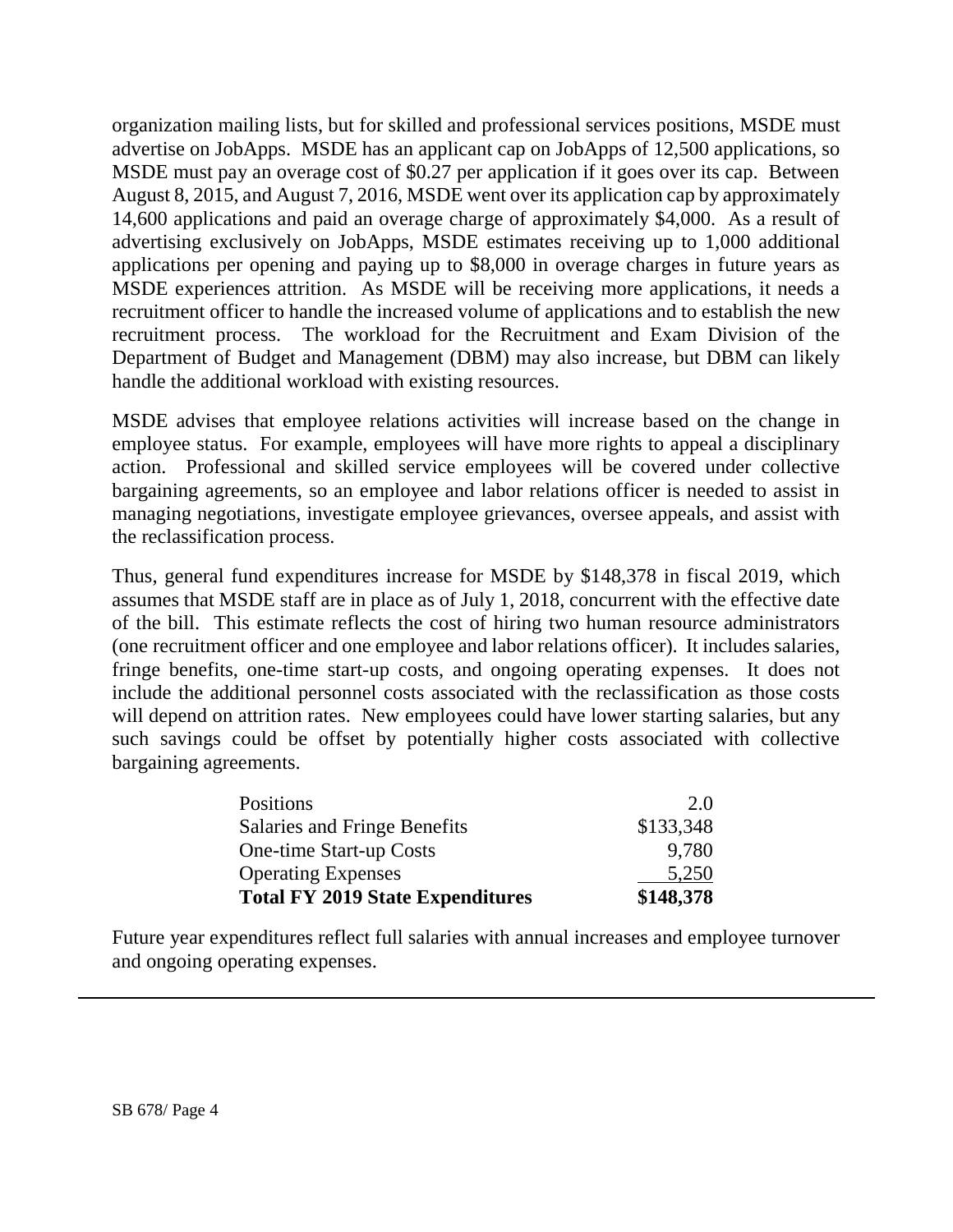organization mailing lists, but for skilled and professional services positions, MSDE must advertise on JobApps. MSDE has an applicant cap on JobApps of 12,500 applications, so MSDE must pay an overage cost of $0.27 per application if it goes over its cap. Between August 8, 2015, and August 7, 2016, MSDE went over its application cap by approximately 14,600 applications and paid an overage charge of approximately $4,000. As a result of advertising exclusively on JobApps, MSDE estimates receiving up to 1,000 additional applications per opening and paying up to $8,000 in overage charges in future years as MSDE experiences attrition. As MSDE will be receiving more applications, it needs a recruitment officer to handle the increased volume of applications and to establish the new recruitment process. The workload for the Recruitment and Exam Division of the Department of Budget and Management (DBM) may also increase, but DBM can likely handle the additional workload with existing resources.

MSDE advises that employee relations activities will increase based on the change in employee status. For example, employees will have more rights to appeal a disciplinary action. Professional and skilled service employees will be covered under collective bargaining agreements, so an employee and labor relations officer is needed to assist in managing negotiations, investigate employee grievances, oversee appeals, and assist with the reclassification process.

Thus, general fund expenditures increase for MSDE by $148,378 in fiscal 2019, which assumes that MSDE staff are in place as of July 1, 2018, concurrent with the effective date of the bill. This estimate reflects the cost of hiring two human resource administrators (one recruitment officer and one employee and labor relations officer). It includes salaries, fringe benefits, one-time start-up costs, and ongoing operating expenses. It does not include the additional personnel costs associated with the reclassification as those costs will depend on attrition rates. New employees could have lower starting salaries, but any such savings could be offset by potentially higher costs associated with collective bargaining agreements.

| | |
|---|---:|
| Positions | 2.0 |
| Salaries and Fringe Benefits | $133,348 |
| One-time Start-up Costs | 9,780 |
| Operating Expenses | 5,250 |
| **Total FY 2019 State Expenditures** | **$148,378** |

Future year expenditures reflect full salaries with annual increases and employee turnover and ongoing operating expenses.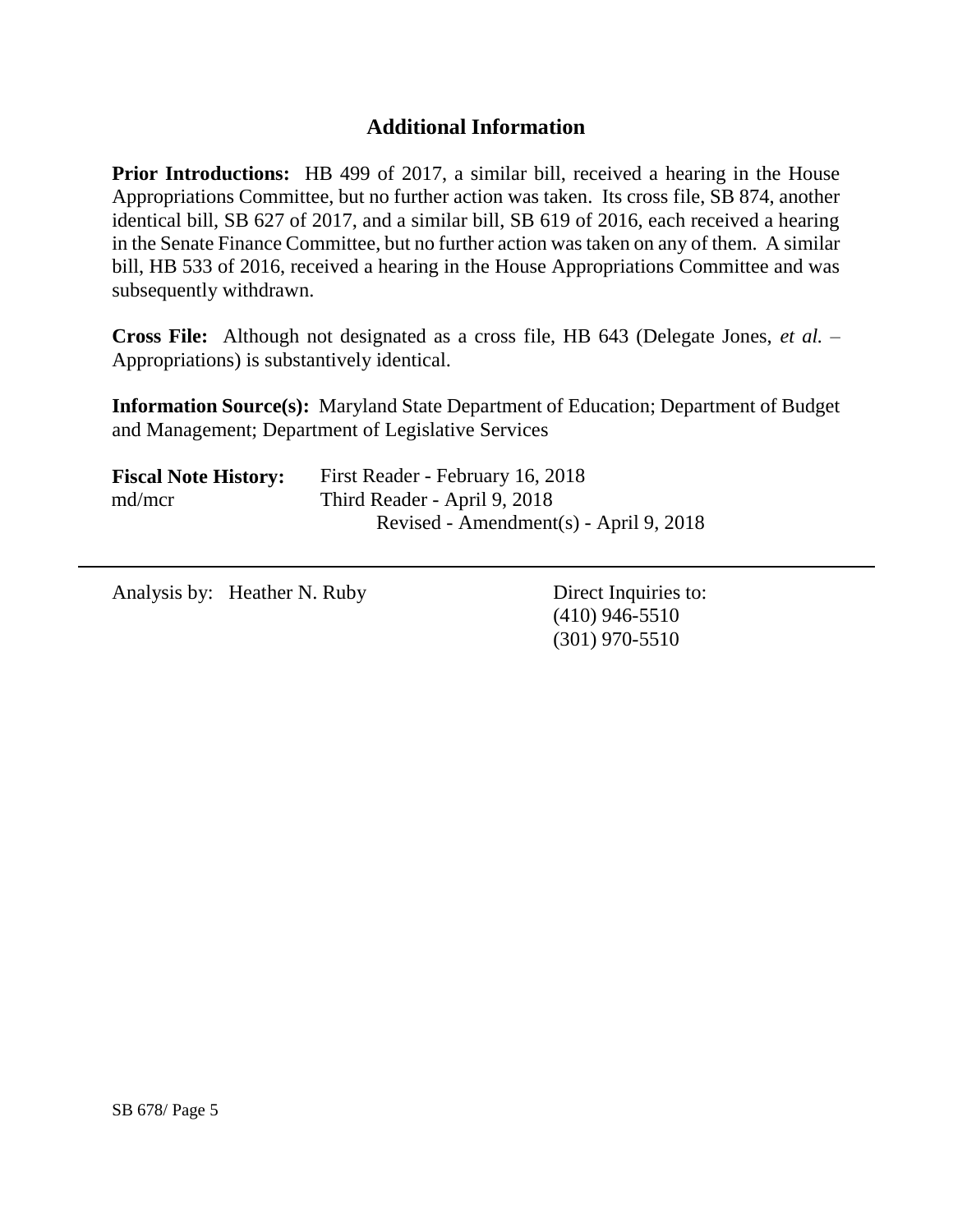## Additional Information

**Prior Introductions:** HB 499 of 2017, a similar bill, received a hearing in the House Appropriations Committee, but no further action was taken. Its cross file, SB 874, another identical bill, SB 627 of 2017, and a similar bill, SB 619 of 2016, each received a hearing in the Senate Finance Committee, but no further action was taken on any of them. A similar bill, HB 533 of 2016, received a hearing in the House Appropriations Committee and was subsequently withdrawn.

**Cross File:** Although not designated as a cross file, HB 643 (Delegate Jones, *et al.* – Appropriations) is substantively identical.

**Information Source(s):** Maryland State Department of Education; Department of Budget and Management; Department of Legislative Services

**Fiscal Note History:** First Reader - February 16, 2018
md/mcr Third Reader - April 9, 2018
Revised - Amendment(s) - April 9, 2018

---

Analysis by: Heather N. Ruby

Direct Inquiries to:
(410) 946-5510
(301) 970-5510